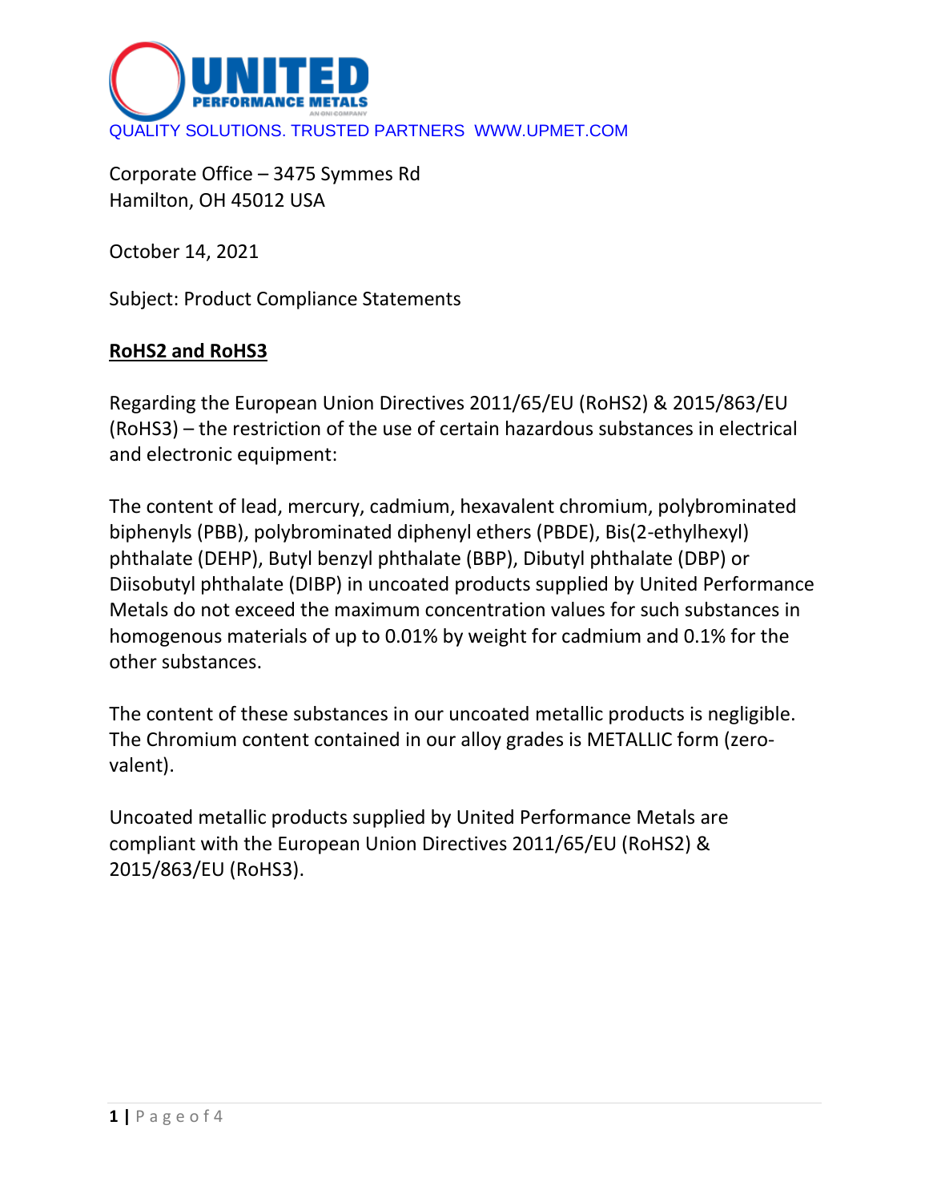QUALITY SOLUTIONS. TRUSTED PARTNERS WWW.UPMET.COM

Corporate Office – 3475 Symmes Rd
Hamilton, OH 45012 USA

October 14, 2021

Subject: Product Compliance Statements

## RoHS2 and RoHS3

Regarding the European Union Directives 2011/65/EU (RoHS2) & 2015/863/EU (RoHS3) – the restriction of the use of certain hazardous substances in electrical and electronic equipment:

The content of lead, mercury, cadmium, hexavalent chromium, polybrominated biphenyls (PBB), polybrominated diphenyl ethers (PBDE), Bis(2-ethylhexyl) phthalate (DEHP), Butyl benzyl phthalate (BBP), Dibutyl phthalate (DBP) or Diisobutyl phthalate (DIBP) in uncoated products supplied by United Performance Metals do not exceed the maximum concentration values for such substances in homogenous materials of up to 0.01% by weight for cadmium and 0.1% for the other substances.

The content of these substances in our uncoated metallic products is negligible. The Chromium content contained in our alloy grades is METALLIC form (zero-valent).

Uncoated metallic products supplied by United Performance Metals are compliant with the European Union Directives 2011/65/EU (RoHS2) & 2015/863/EU (RoHS3).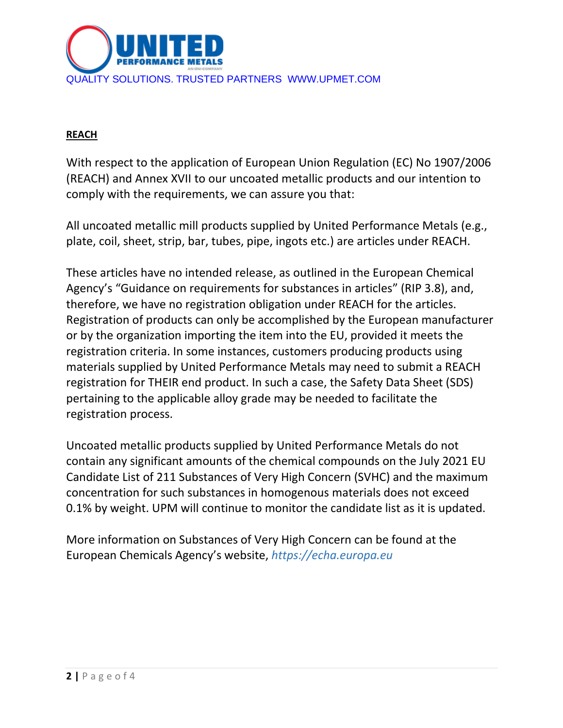## REACH

With respect to the application of European Union Regulation (EC) No 1907/2006 (REACH) and Annex XVII to our uncoated metallic products and our intention to comply with the requirements, we can assure you that:

All uncoated metallic mill products supplied by United Performance Metals (e.g., plate, coil, sheet, strip, bar, tubes, pipe, ingots etc.) are articles under REACH.

These articles have no intended release, as outlined in the European Chemical Agency's "Guidance on requirements for substances in articles" (RIP 3.8), and, therefore, we have no registration obligation under REACH for the articles. Registration of products can only be accomplished by the European manufacturer or by the organization importing the item into the EU, provided it meets the registration criteria. In some instances, customers producing products using materials supplied by United Performance Metals may need to submit a REACH registration for THEIR end product. In such a case, the Safety Data Sheet (SDS) pertaining to the applicable alloy grade may be needed to facilitate the registration process.

Uncoated metallic products supplied by United Performance Metals do not contain any significant amounts of the chemical compounds on the July 2021 EU Candidate List of 211 Substances of Very High Concern (SVHC) and the maximum concentration for such substances in homogenous materials does not exceed 0.1% by weight. UPM will continue to monitor the candidate list as it is updated.

More information on Substances of Very High Concern can be found at the European Chemicals Agency's website, *https://echa.europa.eu*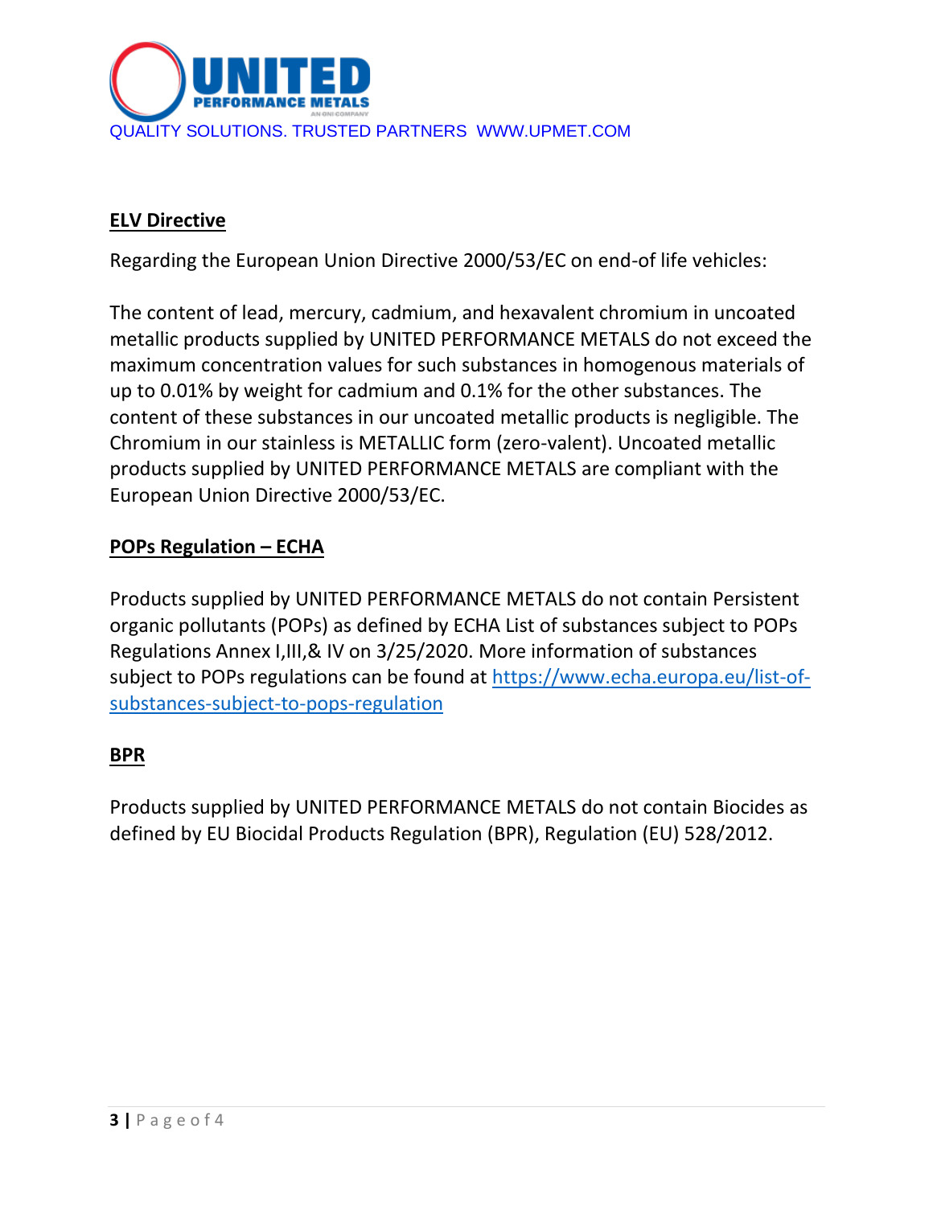## ELV Directive

Regarding the European Union Directive 2000/53/EC on end-of life vehicles:

The content of lead, mercury, cadmium, and hexavalent chromium in uncoated metallic products supplied by UNITED PERFORMANCE METALS do not exceed the maximum concentration values for such substances in homogenous materials of up to 0.01% by weight for cadmium and 0.1% for the other substances. The content of these substances in our uncoated metallic products is negligible. The Chromium in our stainless is METALLIC form (zero-valent). Uncoated metallic products supplied by UNITED PERFORMANCE METALS are compliant with the European Union Directive 2000/53/EC.

## POPs Regulation – ECHA

Products supplied by UNITED PERFORMANCE METALS do not contain Persistent organic pollutants (POPs) as defined by ECHA List of substances subject to POPs Regulations Annex I,III,& IV on 3/25/2020. More information of substances subject to POPs regulations can be found at https://www.echa.europa.eu/list-of-substances-subject-to-pops-regulation

## BPR

Products supplied by UNITED PERFORMANCE METALS do not contain Biocides as defined by EU Biocidal Products Regulation (BPR), Regulation (EU) 528/2012.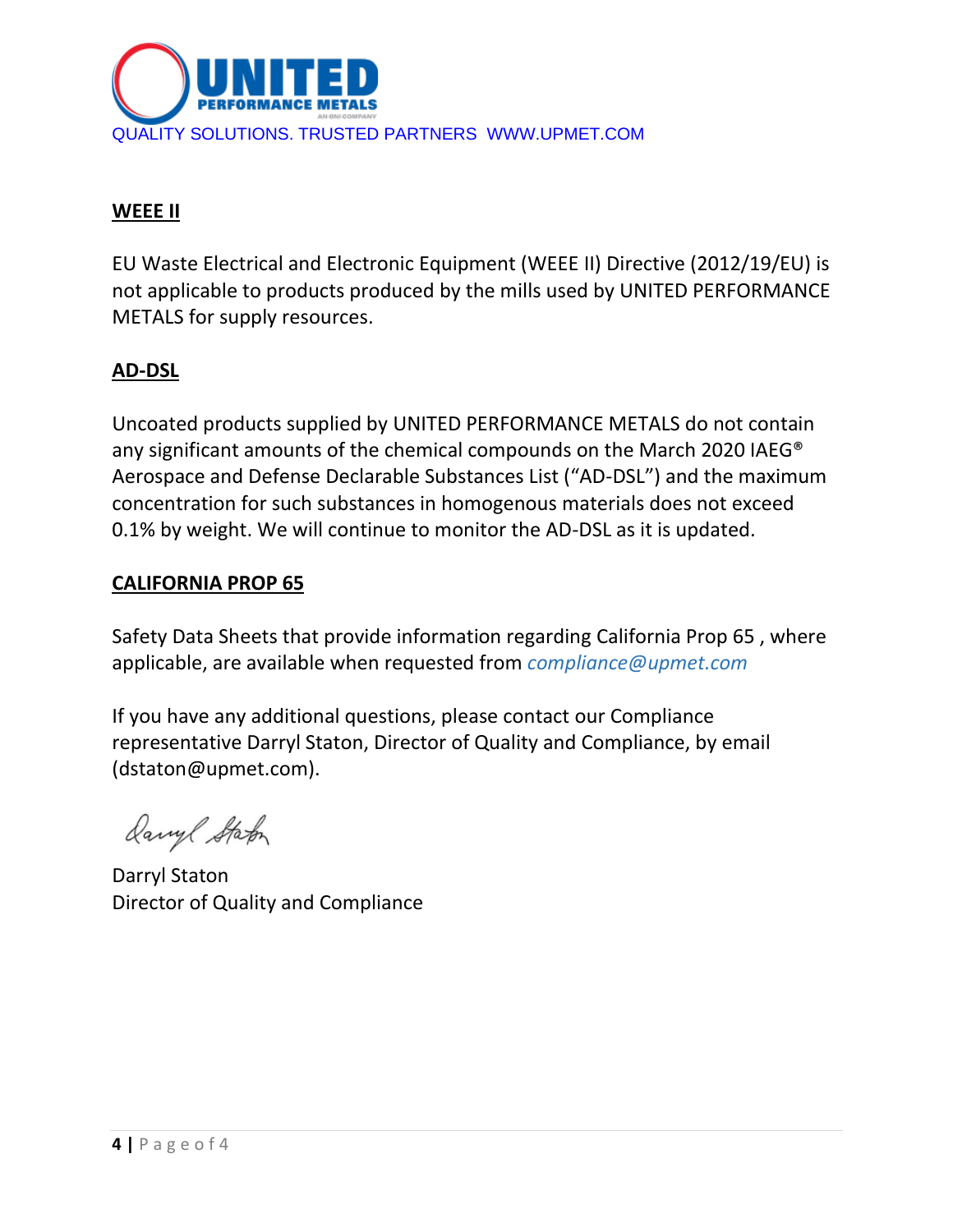UNITED PERFORMANCE METALS

QUALITY SOLUTIONS. TRUSTED PARTNERS WWW.UPMET.COM

## WEEE II

EU Waste Electrical and Electronic Equipment (WEEE II) Directive (2012/19/EU) is not applicable to products produced by the mills used by UNITED PERFORMANCE METALS for supply resources.

## AD-DSL

Uncoated products supplied by UNITED PERFORMANCE METALS do not contain any significant amounts of the chemical compounds on the March 2020 IAEG® Aerospace and Defense Declarable Substances List ("AD-DSL") and the maximum concentration for such substances in homogenous materials does not exceed 0.1% by weight. We will continue to monitor the AD-DSL as it is updated.

## CALIFORNIA PROP 65

Safety Data Sheets that provide information regarding California Prop 65 , where applicable, are available when requested from *compliance@upmet.com*

If you have any additional questions, please contact our Compliance representative Darryl Staton, Director of Quality and Compliance, by email (dstaton@upmet.com).

Darryl Staton
Director of Quality and Compliance